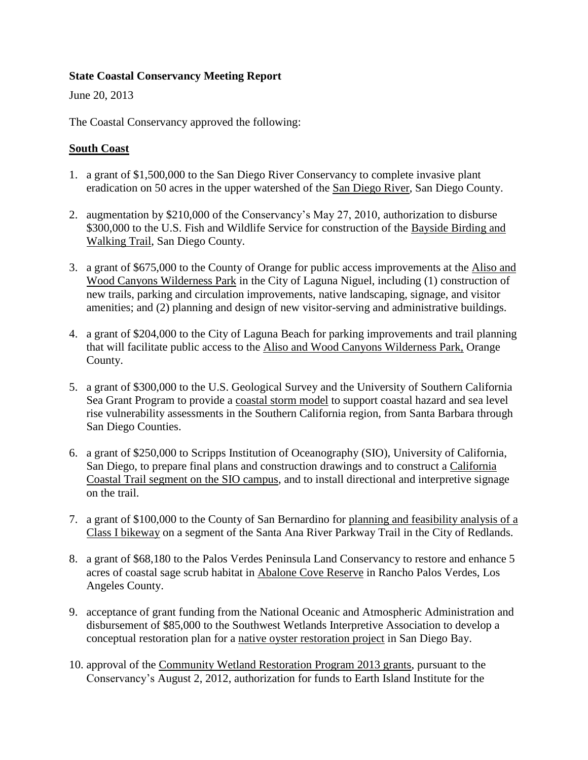**State Coastal Conservancy Meeting Report**

June 20, 2013

The Coastal Conservancy approved the following:

**South Coast**

1. a grant of $1,500,000 to the San Diego River Conservancy to complete invasive plant eradication on 50 acres in the upper watershed of the San Diego River, San Diego County.

2. augmentation by $210,000 of the Conservancy's May 27, 2010, authorization to disburse $300,000 to the U.S. Fish and Wildlife Service for construction of the Bayside Birding and Walking Trail, San Diego County.

3. a grant of $675,000 to the County of Orange for public access improvements at the Aliso and Wood Canyons Wilderness Park in the City of Laguna Niguel, including (1) construction of new trails, parking and circulation improvements, native landscaping, signage, and visitor amenities; and (2) planning and design of new visitor-serving and administrative buildings.

4. a grant of $204,000 to the City of Laguna Beach for parking improvements and trail planning that will facilitate public access to the Aliso and Wood Canyons Wilderness Park, Orange County.

5. a grant of $300,000 to the U.S. Geological Survey and the University of Southern California Sea Grant Program to provide a coastal storm model to support coastal hazard and sea level rise vulnerability assessments in the Southern California region, from Santa Barbara through San Diego Counties.

6. a grant of $250,000 to Scripps Institution of Oceanography (SIO), University of California, San Diego, to prepare final plans and construction drawings and to construct a California Coastal Trail segment on the SIO campus, and to install directional and interpretive signage on the trail.

7. a grant of $100,000 to the County of San Bernardino for planning and feasibility analysis of a Class I bikeway on a segment of the Santa Ana River Parkway Trail in the City of Redlands.

8. a grant of $68,180 to the Palos Verdes Peninsula Land Conservancy to restore and enhance 5 acres of coastal sage scrub habitat in Abalone Cove Reserve in Rancho Palos Verdes, Los Angeles County.

9. acceptance of grant funding from the National Oceanic and Atmospheric Administration and disbursement of $85,000 to the Southwest Wetlands Interpretive Association to develop a conceptual restoration plan for a native oyster restoration project in San Diego Bay.

10. approval of the Community Wetland Restoration Program 2013 grants, pursuant to the Conservancy's August 2, 2012, authorization for funds to Earth Island Institute for the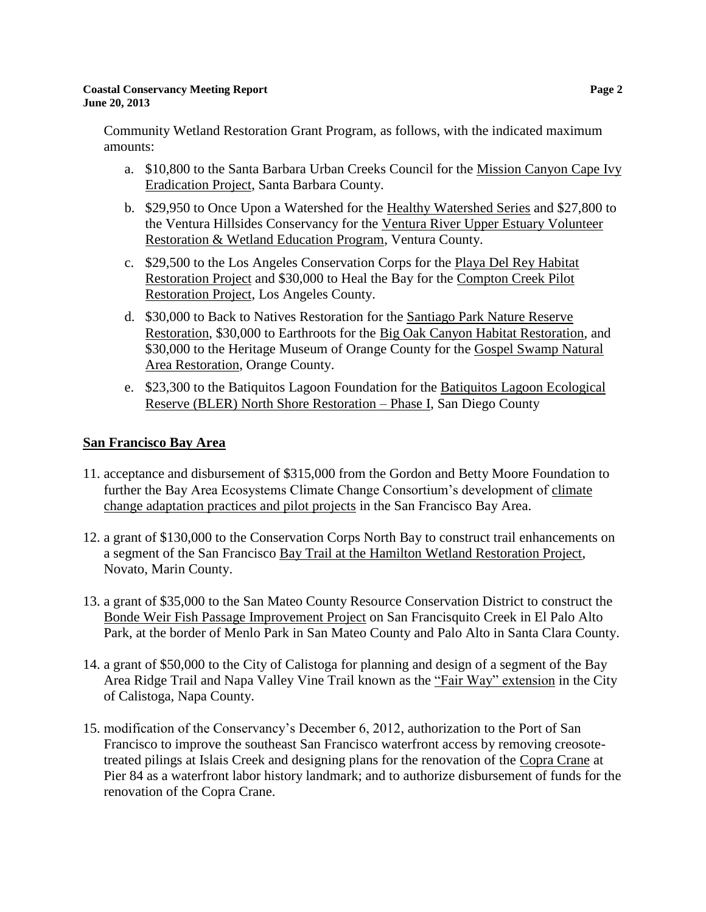Community Wetland Restoration Grant Program, as follows, with the indicated maximum amounts:

a. $10,800 to the Santa Barbara Urban Creeks Council for the Mission Canyon Cape Ivy Eradication Project, Santa Barbara County.

b. $29,950 to Once Upon a Watershed for the Healthy Watershed Series and $27,800 to the Ventura Hillsides Conservancy for the Ventura River Upper Estuary Volunteer Restoration & Wetland Education Program, Ventura County.

c. $29,500 to the Los Angeles Conservation Corps for the Playa Del Rey Habitat Restoration Project and $30,000 to Heal the Bay for the Compton Creek Pilot Restoration Project, Los Angeles County.

d. $30,000 to Back to Natives Restoration for the Santiago Park Nature Reserve Restoration, $30,000 to Earthroots for the Big Oak Canyon Habitat Restoration, and $30,000 to the Heritage Museum of Orange County for the Gospel Swamp Natural Area Restoration, Orange County.

e. $23,300 to the Batiquitos Lagoon Foundation for the Batiquitos Lagoon Ecological Reserve (BLER) North Shore Restoration – Phase I, San Diego County

## San Francisco Bay Area

11. acceptance and disbursement of $315,000 from the Gordon and Betty Moore Foundation to further the Bay Area Ecosystems Climate Change Consortium's development of climate change adaptation practices and pilot projects in the San Francisco Bay Area.

12. a grant of $130,000 to the Conservation Corps North Bay to construct trail enhancements on a segment of the San Francisco Bay Trail at the Hamilton Wetland Restoration Project, Novato, Marin County.

13. a grant of $35,000 to the San Mateo County Resource Conservation District to construct the Bonde Weir Fish Passage Improvement Project on San Francisquito Creek in El Palo Alto Park, at the border of Menlo Park in San Mateo County and Palo Alto in Santa Clara County.

14. a grant of $50,000 to the City of Calistoga for planning and design of a segment of the Bay Area Ridge Trail and Napa Valley Vine Trail known as the "Fair Way" extension in the City of Calistoga, Napa County.

15. modification of the Conservancy's December 6, 2012, authorization to the Port of San Francisco to improve the southeast San Francisco waterfront access by removing creosote-treated pilings at Islais Creek and designing plans for the renovation of the Copra Crane at Pier 84 as a waterfront labor history landmark; and to authorize disbursement of funds for the renovation of the Copra Crane.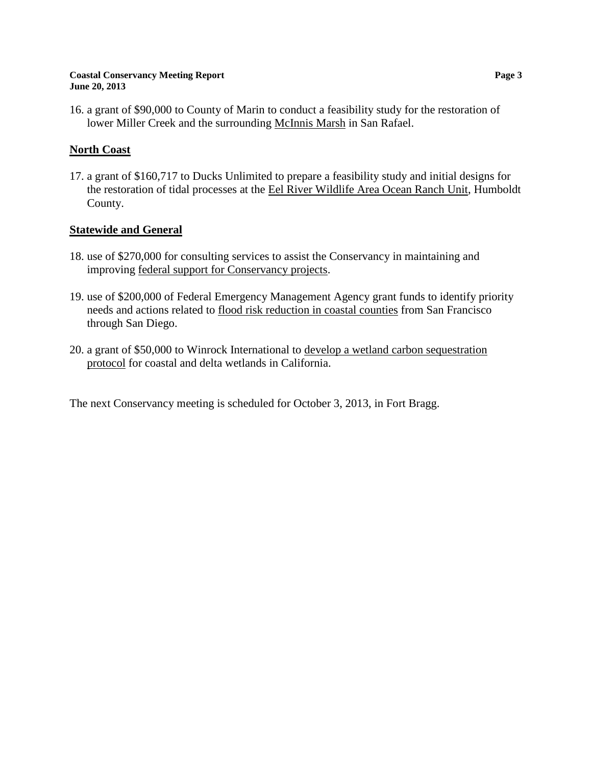16. a grant of $90,000 to County of Marin to conduct a feasibility study for the restoration of lower Miller Creek and the surrounding McInnis Marsh in San Rafael.

## North Coast

17. a grant of $160,717 to Ducks Unlimited to prepare a feasibility study and initial designs for the restoration of tidal processes at the Eel River Wildlife Area Ocean Ranch Unit, Humboldt County.

## Statewide and General

18. use of $270,000 for consulting services to assist the Conservancy in maintaining and improving federal support for Conservancy projects.

19. use of $200,000 of Federal Emergency Management Agency grant funds to identify priority needs and actions related to flood risk reduction in coastal counties from San Francisco through San Diego.

20. a grant of $50,000 to Winrock International to develop a wetland carbon sequestration protocol for coastal and delta wetlands in California.

The next Conservancy meeting is scheduled for October 3, 2013, in Fort Bragg.